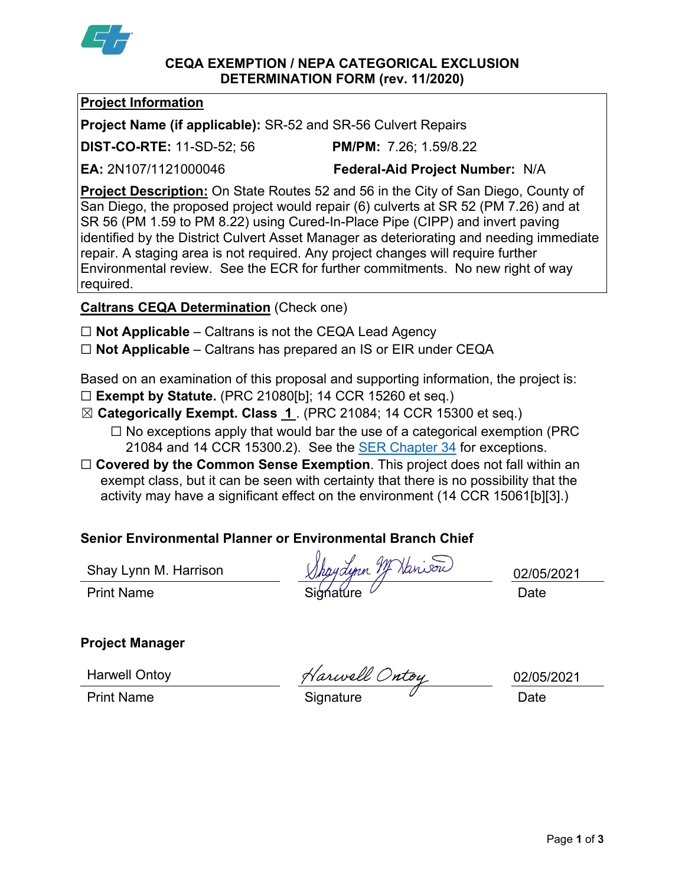# CEQA EXEMPTION / NEPA CATEGORICAL EXCLUSION DETERMINATION FORM (rev. 11/2020)

**Project Information**

**Project Name (if applicable):** SR-52 and SR-56 Culvert Repairs

**DIST-CO-RTE:** 11-SD-52; 56 **PM/PM:** 7.26; 1.59/8.22

**EA:** 2N107/1121000046 **Federal-Aid Project Number:** N/A

**Project Description:** On State Routes 52 and 56 in the City of San Diego, County of San Diego, the proposed project would repair (6) culverts at SR 52 (PM 7.26) and at SR 56 (PM 1.59 to PM 8.22) using Cured-In-Place Pipe (CIPP) and invert paving identified by the District Culvert Asset Manager as deteriorating and needing immediate repair. A staging area is not required. Any project changes will require further Environmental review. See the ECR for further commitments. No new right of way required.

**Caltrans CEQA Determination** (Check one)

☐ **Not Applicable** – Caltrans is not the CEQA Lead Agency

☐ **Not Applicable** – Caltrans has prepared an IS or EIR under CEQA

Based on an examination of this proposal and supporting information, the project is:

☐ **Exempt by Statute.** (PRC 21080[b]; 14 CCR 15260 et seq.)

☒ **Categorically Exempt. Class 1**. (PRC 21084; 14 CCR 15300 et seq.)

☐ No exceptions apply that would bar the use of a categorical exemption (PRC 21084 and 14 CCR 15300.2). See the SER Chapter 34 for exceptions.

☐ **Covered by the Common Sense Exemption**. This project does not fall within an exempt class, but it can be seen with certainty that there is no possibility that the activity may have a significant effect on the environment (14 CCR 15061[b][3].)

**Senior Environmental Planner or Environmental Branch Chief**

| Shay Lynn M. Harrison | Shay Lynn M. Harrison | 02/05/2021 |
|---|---|---|
| Print Name | Signature | Date |

**Project Manager**

| Harwell Ontoy | Harwell Ontoy | 02/05/2021 |
|---|---|---|
| Print Name | Signature | Date |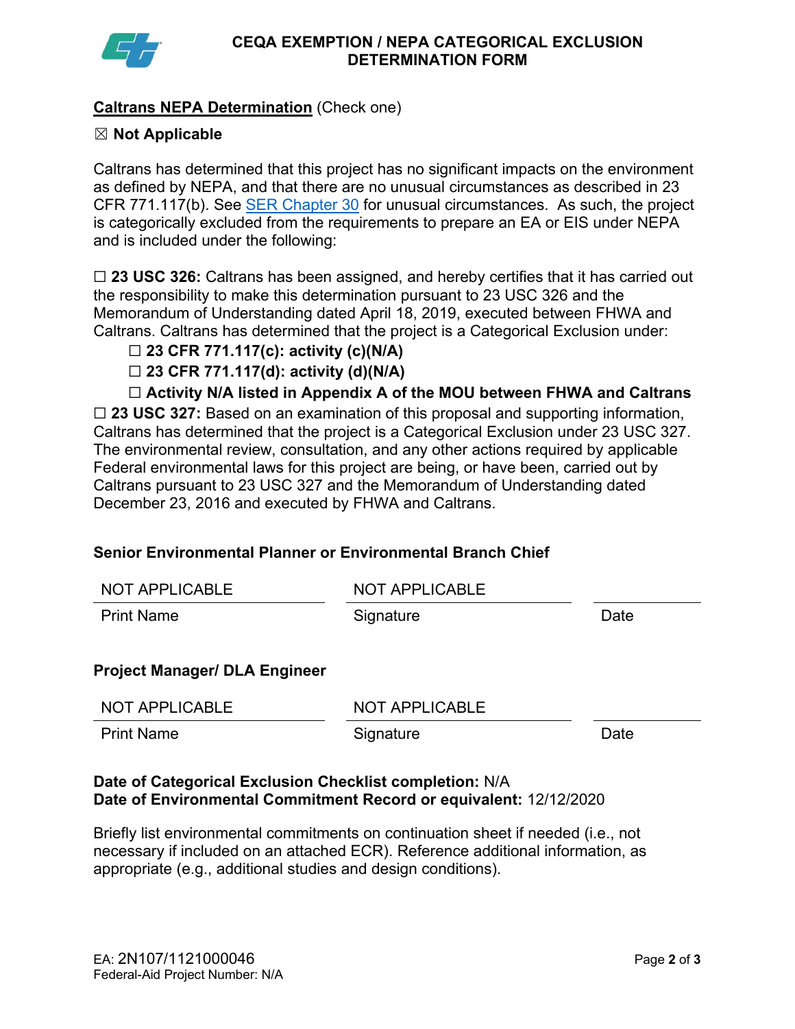# CEQA EXEMPTION / NEPA CATEGORICAL EXCLUSION DETERMINATION FORM

**Caltrans NEPA Determination** (Check one)

☒ **Not Applicable**

Caltrans has determined that this project has no significant impacts on the environment as defined by NEPA, and that there are no unusual circumstances as described in 23 CFR 771.117(b). See SER Chapter 30 for unusual circumstances. As such, the project is categorically excluded from the requirements to prepare an EA or EIS under NEPA and is included under the following:

☐ **23 USC 326:** Caltrans has been assigned, and hereby certifies that it has carried out the responsibility to make this determination pursuant to 23 USC 326 and the Memorandum of Understanding dated April 18, 2019, executed between FHWA and Caltrans. Caltrans has determined that the project is a Categorical Exclusion under:

- ☐ **23 CFR 771.117(c): activity (c)(N/A)**
- ☐ **23 CFR 771.117(d): activity (d)(N/A)**
- ☐ **Activity N/A listed in Appendix A of the MOU between FHWA and Caltrans**

☐ **23 USC 327:** Based on an examination of this proposal and supporting information, Caltrans has determined that the project is a Categorical Exclusion under 23 USC 327. The environmental review, consultation, and any other actions required by applicable Federal environmental laws for this project are being, or have been, carried out by Caltrans pursuant to 23 USC 327 and the Memorandum of Understanding dated December 23, 2016 and executed by FHWA and Caltrans.

**Senior Environmental Planner or Environmental Branch Chief**

| NOT APPLICABLE | NOT APPLICABLE | |
|---|---|---|
| Print Name | Signature | Date |

**Project Manager/ DLA Engineer**

| NOT APPLICABLE | NOT APPLICABLE | |
|---|---|---|
| Print Name | Signature | Date |

**Date of Categorical Exclusion Checklist completion:** N/A
**Date of Environmental Commitment Record or equivalent:** 12/12/2020

Briefly list environmental commitments on continuation sheet if needed (i.e., not necessary if included on an attached ECR). Reference additional information, as appropriate (e.g., additional studies and design conditions).

EA: 2N107/1121000046
Federal-Aid Project Number: N/A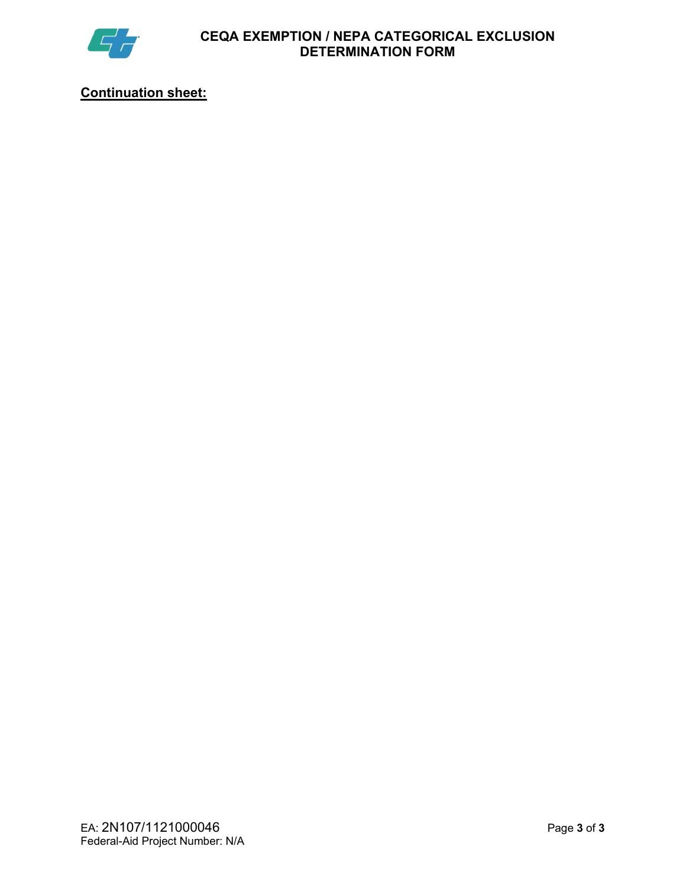**Continuation sheet:**